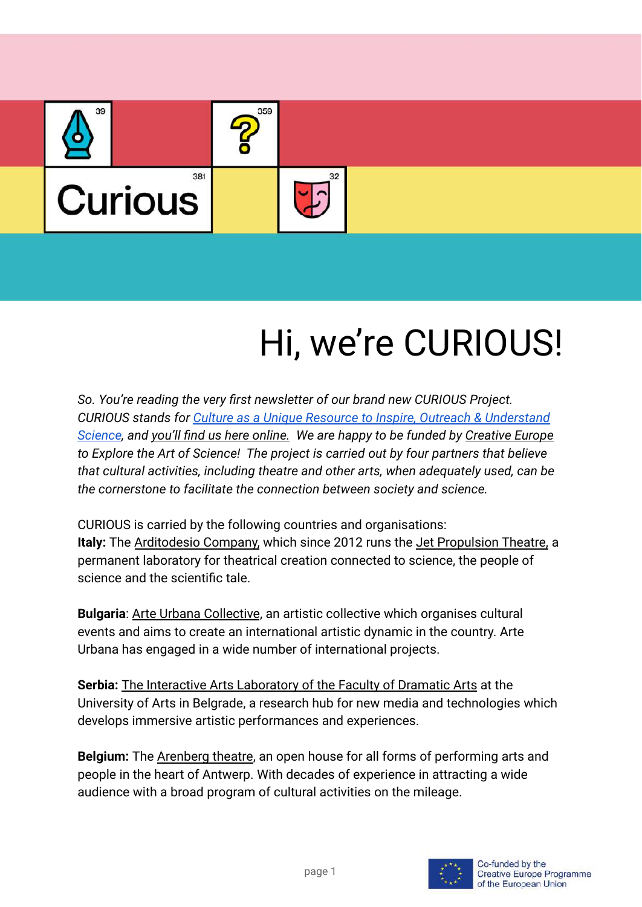Curious

# Hi, we're CURIOUS!

*So. You're reading the very first newsletter of our brand new CURIOUS Project. CURIOUS stands for Culture as a Unique Resource to Inspire, Outreach & Understand Science, and you'll find us here online. We are happy to be funded by Creative Europe to Explore the Art of Science! The project is carried out by four partners that believe that cultural activities, including theatre and other arts, when adequately used, can be the cornerstone to facilitate the connection between society and science.*

CURIOUS is carried by the following countries and organisations:

**Italy:** The Arditodesio Company, which since 2012 runs the Jet Propulsion Theatre, a permanent laboratory for theatrical creation connected to science, the people of science and the scientific tale.

**Bulgaria**: Arte Urbana Collective, an artistic collective which organises cultural events and aims to create an international artistic dynamic in the country. Arte Urbana has engaged in a wide number of international projects.

**Serbia:** The Interactive Arts Laboratory of the Faculty of Dramatic Arts at the University of Arts in Belgrade, a research hub for new media and technologies which develops immersive artistic performances and experiences.

**Belgium:** The Arenberg theatre, an open house for all forms of performing arts and people in the heart of Antwerp. With decades of experience in attracting a wide audience with a broad program of cultural activities on the mileage.

Co-funded by the Creative Europe Programme of the European Union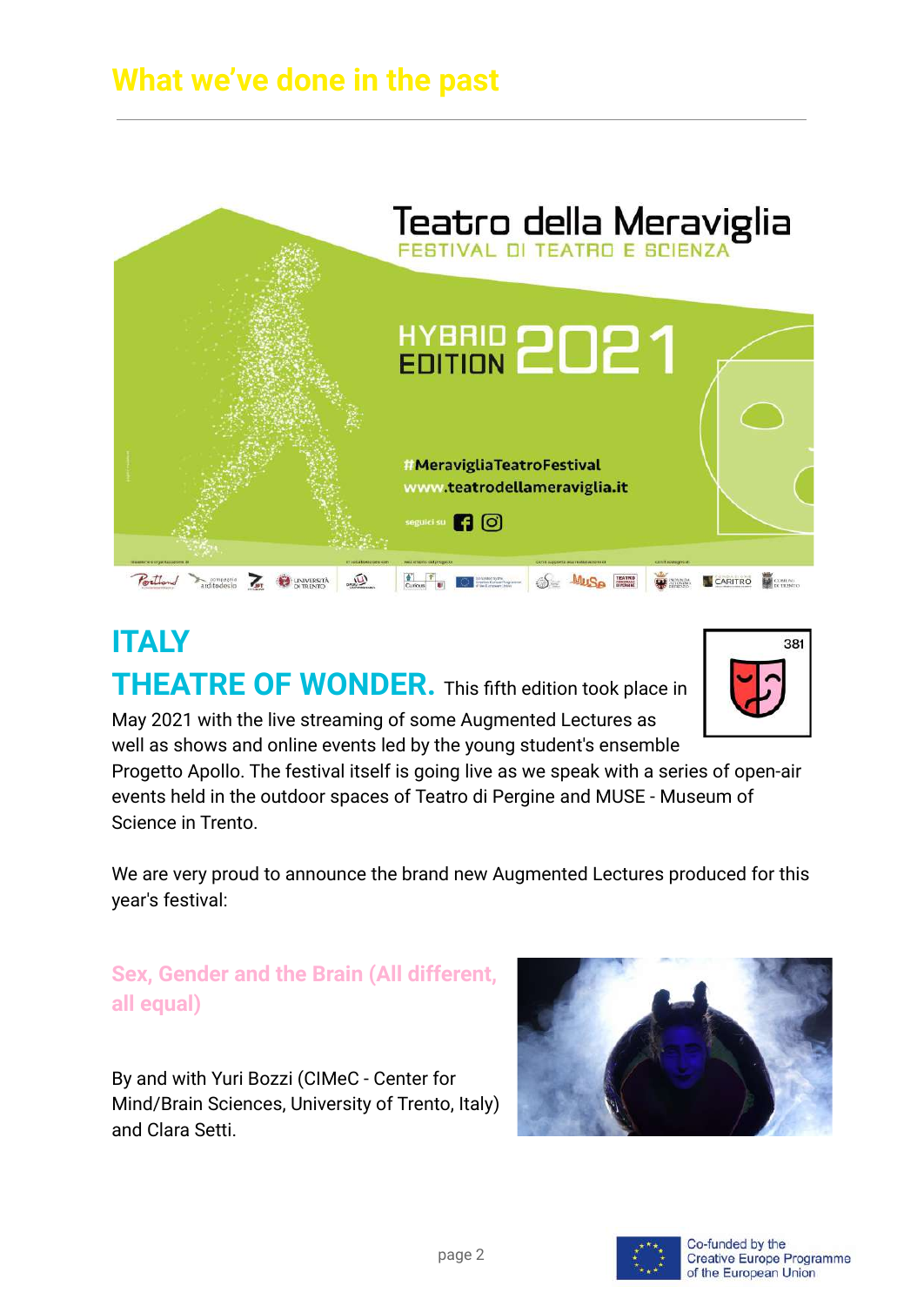# What we've done in the past

## ITALY

## THEATRE OF WONDER.

This fifth edition took place in May 2021 with the live streaming of some Augmented Lectures as well as shows and online events led by the young student's ensemble Progetto Apollo. The festival itself is going live as we speak with a series of open-air events held in the outdoor spaces of Teatro di Pergine and MUSE - Museum of Science in Trento.

We are very proud to announce the brand new Augmented Lectures produced for this year's festival:

### Sex, Gender and the Brain (All different, all equal)

By and with Yuri Bozzi (CIMeC - Center for Mind/Brain Sciences, University of Trento, Italy) and Clara Setti.

Co-funded by the Creative Europe Programme of the European Union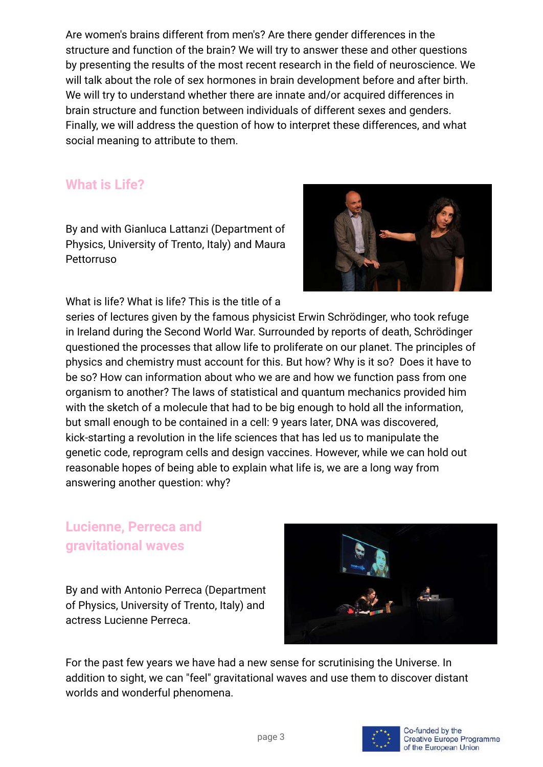Are women's brains different from men's? Are there gender differences in the structure and function of the brain? We will try to answer these and other questions by presenting the results of the most recent research in the field of neuroscience. We will talk about the role of sex hormones in brain development before and after birth. We will try to understand whether there are innate and/or acquired differences in brain structure and function between individuals of different sexes and genders. Finally, we will address the question of how to interpret these differences, and what social meaning to attribute to them.

## What is Life?

By and with Gianluca Lattanzi (Department of Physics, University of Trento, Italy) and Maura Pettorruso

What is life? What is life? This is the title of a series of lectures given by the famous physicist Erwin Schrödinger, who took refuge in Ireland during the Second World War. Surrounded by reports of death, Schrödinger questioned the processes that allow life to proliferate on our planet. The principles of physics and chemistry must account for this. But how? Why is it so? Does it have to be so? How can information about who we are and how we function pass from one organism to another? The laws of statistical and quantum mechanics provided him with the sketch of a molecule that had to be big enough to hold all the information, but small enough to be contained in a cell: 9 years later, DNA was discovered, kick-starting a revolution in the life sciences that has led us to manipulate the genetic code, reprogram cells and design vaccines. However, while we can hold out reasonable hopes of being able to explain what life is, we are a long way from answering another question: why?

## Lucienne, Perreca and gravitational waves

By and with Antonio Perreca (Department of Physics, University of Trento, Italy) and actress Lucienne Perreca.

For the past few years we have had a new sense for scrutinising the Universe. In addition to sight, we can "feel" gravitational waves and use them to discover distant worlds and wonderful phenomena.

Co-funded by the Creative Europe Programme of the European Union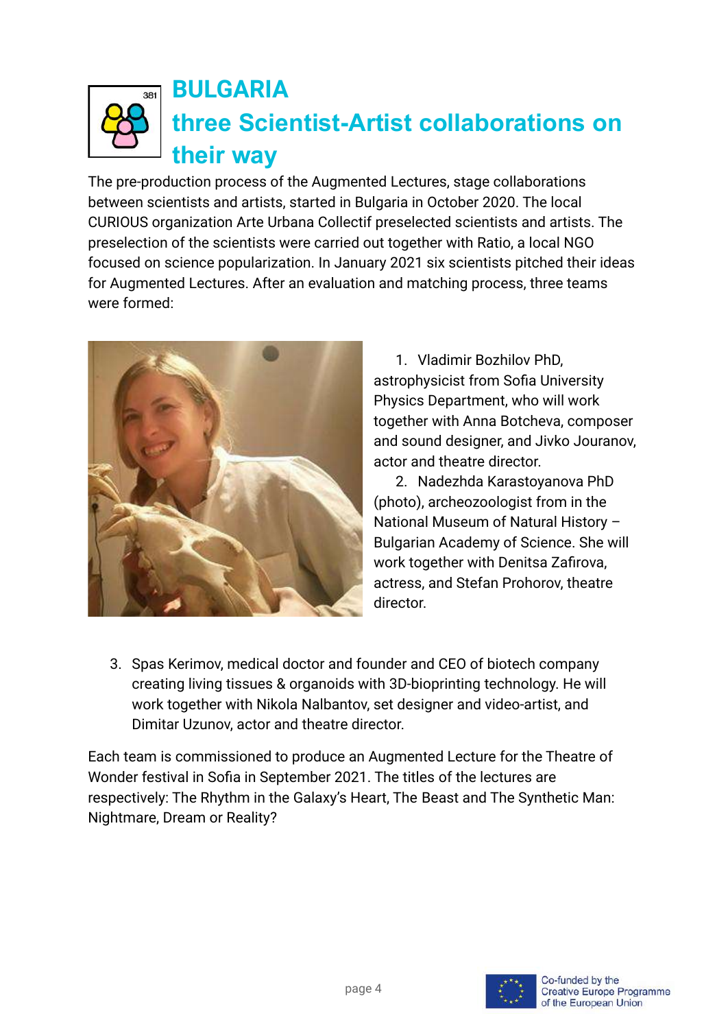# BULGARIA
# three Scientist-Artist collaborations on their way

The pre-production process of the Augmented Lectures, stage collaborations between scientists and artists, started in Bulgaria in October 2020. The local CURIOUS organization Arte Urbana Collectif preselected scientists and artists. The preselection of the scientists were carried out together with Ratio, a local NGO focused on science popularization. In January 2021 six scientists pitched their ideas for Augmented Lectures. After an evaluation and matching process, three teams were formed:

1. Vladimir Bozhilov PhD, astrophysicist from Sofia University Physics Department, who will work together with Anna Botcheva, composer and sound designer, and Jivko Jouranov, actor and theatre director.
2. Nadezhda Karastoyanova PhD (photo), archeozoologist from in the National Museum of Natural History – Bulgarian Academy of Science. She will work together with Denitsa Zafirova, actress, and Stefan Prohorov, theatre director.
3. Spas Kerimov, medical doctor and founder and CEO of biotech company creating living tissues & organoids with 3D-bioprinting technology. He will work together with Nikola Nalbantov, set designer and video-artist, and Dimitar Uzunov, actor and theatre director.

Each team is commissioned to produce an Augmented Lecture for the Theatre of Wonder festival in Sofia in September 2021. The titles of the lectures are respectively: The Rhythm in the Galaxy's Heart, The Beast and The Synthetic Man: Nightmare, Dream or Reality?

Co-funded by the Creative Europe Programme of the European Union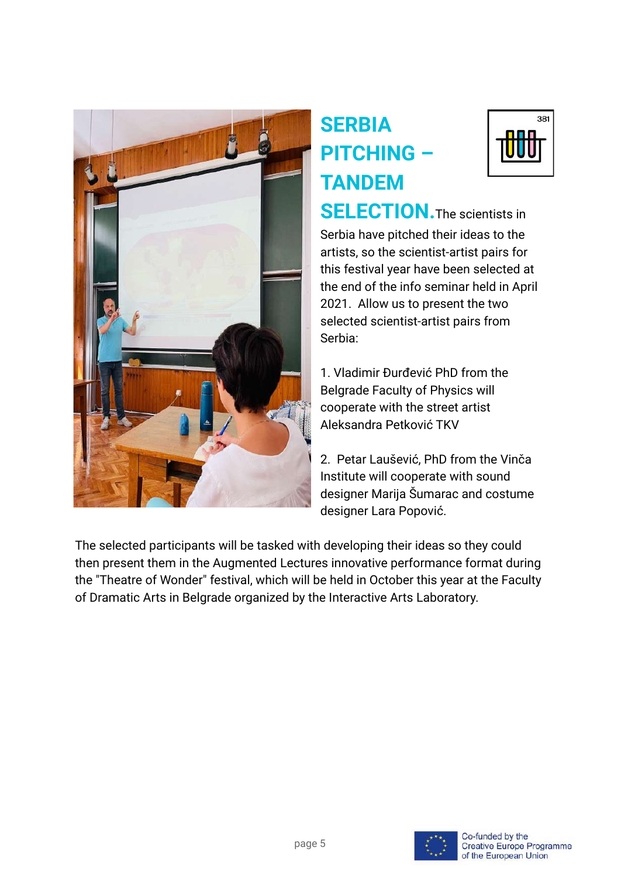## SERBIA PITCHING – TANDEM SELECTION.

The scientists in Serbia have pitched their ideas to the artists, so the scientist-artist pairs for this festival year have been selected at the end of the info seminar held in April 2021. Allow us to present the two selected scientist-artist pairs from Serbia:

1. Vladimir Đurđević PhD from the Belgrade Faculty of Physics will cooperate with the street artist Aleksandra Petković TKV

2. Petar Laušević, PhD from the Vinča Institute will cooperate with sound designer Marija Šumarac and costume designer Lara Popović.

The selected participants will be tasked with developing their ideas so they could then present them in the Augmented Lectures innovative performance format during the "Theatre of Wonder" festival, which will be held in October this year at the Faculty of Dramatic Arts in Belgrade organized by the Interactive Arts Laboratory.

Co-funded by the Creative Europe Programme of the European Union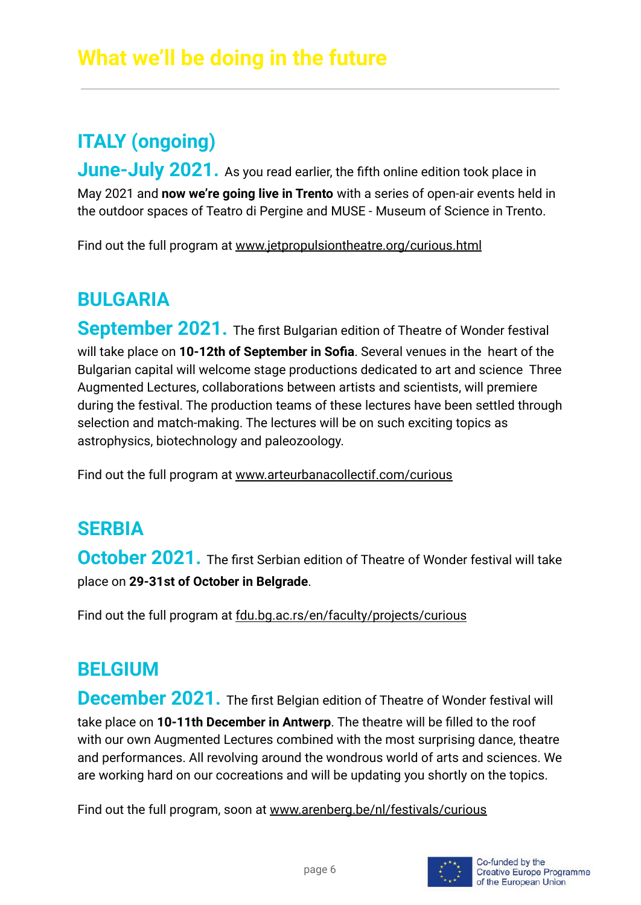# What we'll be doing in the future

## ITALY (ongoing)

**June-July 2021.** As you read earlier, the fifth online edition took place in May 2021 and **now we're going live in Trento** with a series of open-air events held in the outdoor spaces of Teatro di Pergine and MUSE - Museum of Science in Trento.

Find out the full program at www.jetpropulsiontheatre.org/curious.html

## BULGARIA

**September 2021.** The first Bulgarian edition of Theatre of Wonder festival will take place on **10-12th of September in Sofia**. Several venues in the heart of the Bulgarian capital will welcome stage productions dedicated to art and science Three Augmented Lectures, collaborations between artists and scientists, will premiere during the festival. The production teams of these lectures have been settled through selection and match-making. The lectures will be on such exciting topics as astrophysics, biotechnology and paleozoology.

Find out the full program at www.arteurbanacollectif.com/curious

## SERBIA

**October 2021.** The first Serbian edition of Theatre of Wonder festival will take place on **29-31st of October in Belgrade**.

Find out the full program at fdu.bg.ac.rs/en/faculty/projects/curious

## BELGIUM

**December 2021.** The first Belgian edition of Theatre of Wonder festival will take place on **10-11th December in Antwerp**. The theatre will be filled to the roof with our own Augmented Lectures combined with the most surprising dance, theatre and performances. All revolving around the wondrous world of arts and sciences. We are working hard on our cocreations and will be updating you shortly on the topics.

Find out the full program, soon at www.arenberg.be/nl/festivals/curious

Co-funded by the Creative Europe Programme of the European Union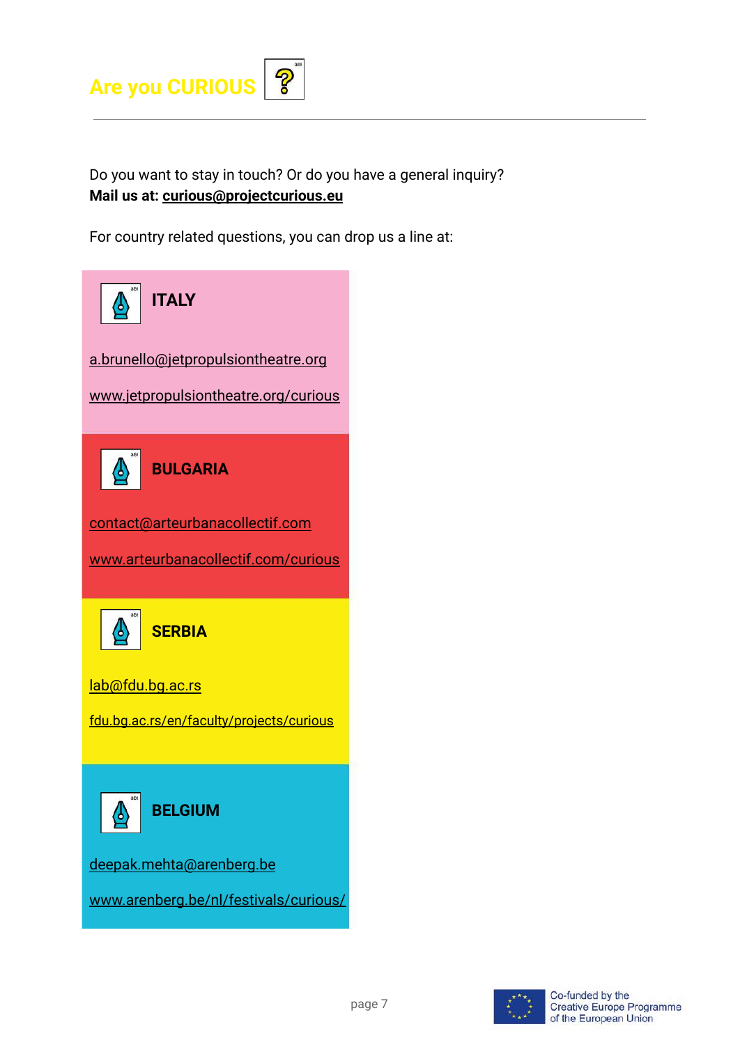# Are you CURIOUS

Do you want to stay in touch? Or do you have a general inquiry?
**Mail us at: curious@projectcurious.eu**

For country related questions, you can drop us a line at:

### ITALY

a.brunello@jetpropulsiontheatre.org

www.jetpropulsiontheatre.org/curious

### BULGARIA

contact@arteurbanacollectif.com

www.arteurbanacollectif.com/curious

### SERBIA

lab@fdu.bg.ac.rs

fdu.bg.ac.rs/en/faculty/projects/curious

### BELGIUM

deepak.mehta@arenberg.be

www.arenberg.be/nl/festivals/curious/

Co-funded by the Creative Europe Programme of the European Union